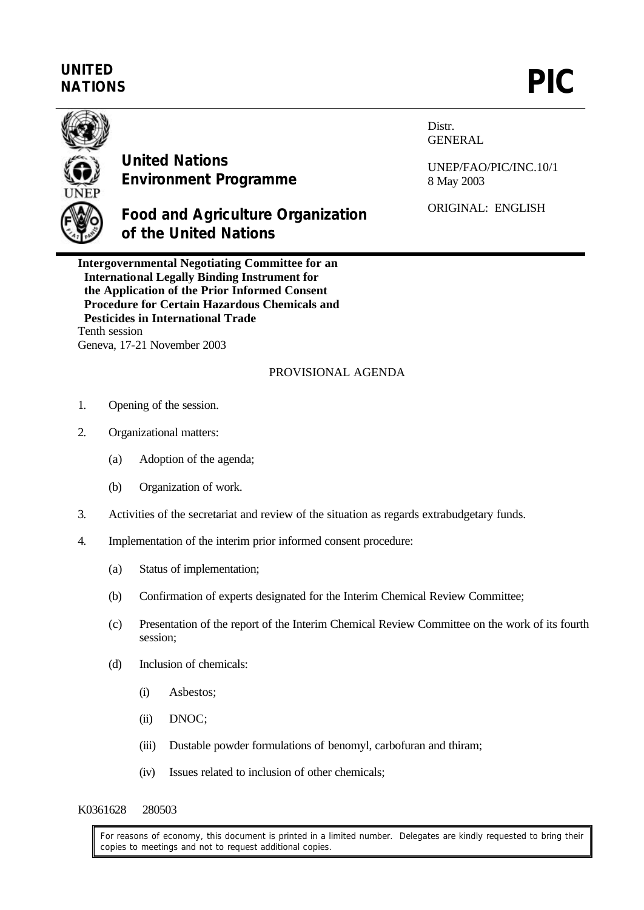**UNITED NATIONS** **PIC**

**United Nations Environment Programme**

**Food and Agriculture Organization of the United Nations**

Distr.
GENERAL

UNEP/FAO/PIC/INC.10/1
8 May 2003

ORIGINAL: ENGLISH

**Intergovernmental Negotiating Committee for an International Legally Binding Instrument for the Application of the Prior Informed Consent Procedure for Certain Hazardous Chemicals and Pesticides in International Trade**
Tenth session
Geneva, 17-21 November 2003

PROVISIONAL AGENDA

1. Opening of the session.

2. Organizational matters:

   (a) Adoption of the agenda;

   (b) Organization of work.

3. Activities of the secretariat and review of the situation as regards extrabudgetary funds.

4. Implementation of the interim prior informed consent procedure:

   (a) Status of implementation;

   (b) Confirmation of experts designated for the Interim Chemical Review Committee;

   (c) Presentation of the report of the Interim Chemical Review Committee on the work of its fourth session;

   (d) Inclusion of chemicals:

      (i) Asbestos;

      (ii) DNOC;

      (iii) Dustable powder formulations of benomyl, carbofuran and thiram;

      (iv) Issues related to inclusion of other chemicals;

K0361628 280503

For reasons of economy, this document is printed in a limited number. Delegates are kindly requested to bring their copies to meetings and not to request additional copies.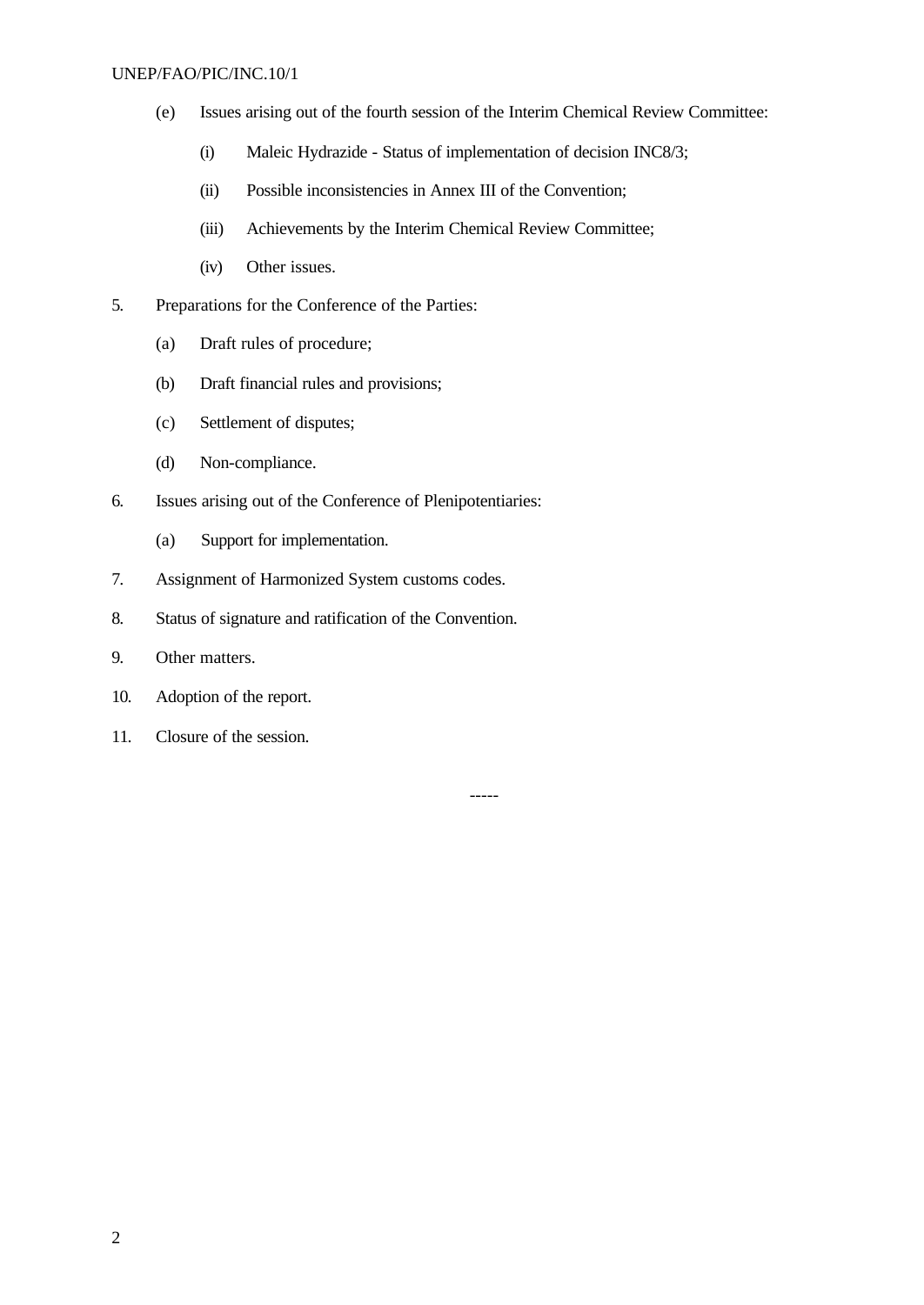(e) Issues arising out of the fourth session of the Interim Chemical Review Committee:

 (i) Maleic Hydrazide - Status of implementation of decision INC8/3;

 (ii) Possible inconsistencies in Annex III of the Convention;

 (iii) Achievements by the Interim Chemical Review Committee;

 (iv) Other issues.

5. Preparations for the Conference of the Parties:

 (a) Draft rules of procedure;

 (b) Draft financial rules and provisions;

 (c) Settlement of disputes;

 (d) Non-compliance.

6. Issues arising out of the Conference of Plenipotentiaries:

 (a) Support for implementation.

7. Assignment of Harmonized System customs codes.

8. Status of signature and ratification of the Convention.

9. Other matters.

10. Adoption of the report.

11. Closure of the session.

-----